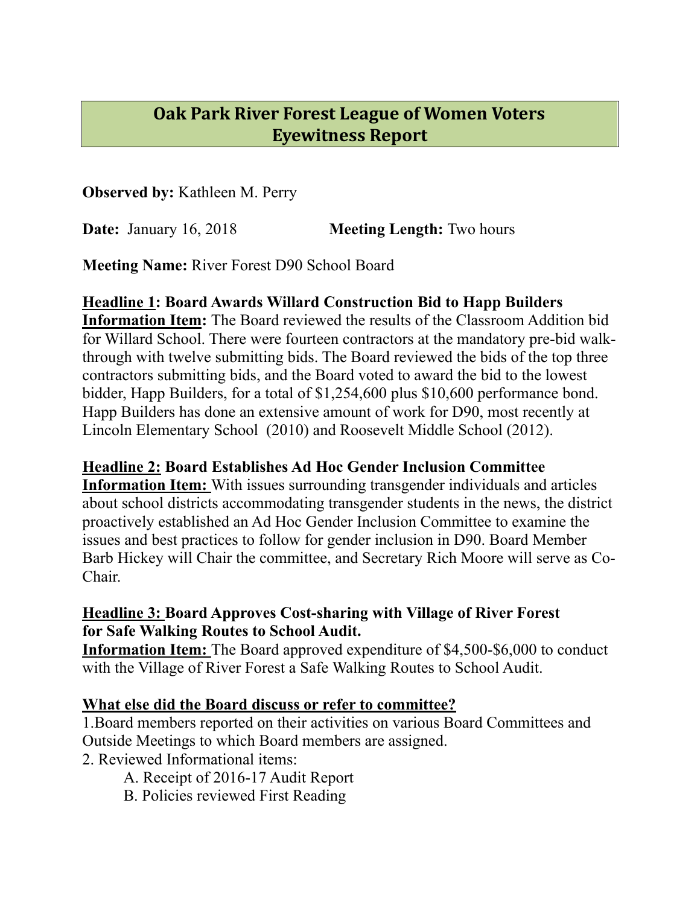# Oak Park River Forest League of Women Voters Eyewitness Report

**Observed by:** Kathleen M. Perry

**Date:** January 16, 2018 **Meeting Length:** Two hours

**Meeting Name:** River Forest D90 School Board

**Headline 1: Board Awards Willard Construction Bid to Happ Builders**

**Information Item:** The Board reviewed the results of the Classroom Addition bid for Willard School. There were fourteen contractors at the mandatory pre-bid walk-through with twelve submitting bids. The Board reviewed the bids of the top three contractors submitting bids, and the Board voted to award the bid to the lowest bidder, Happ Builders, for a total of $1,254,600 plus $10,600 performance bond. Happ Builders has done an extensive amount of work for D90, most recently at Lincoln Elementary School (2010) and Roosevelt Middle School (2012).

**Headline 2: Board Establishes Ad Hoc Gender Inclusion Committee**

**Information Item:** With issues surrounding transgender individuals and articles about school districts accommodating transgender students in the news, the district proactively established an Ad Hoc Gender Inclusion Committee to examine the issues and best practices to follow for gender inclusion in D90. Board Member Barb Hickey will Chair the committee, and Secretary Rich Moore will serve as Co-Chair.

**Headline 3: Board Approves Cost-sharing with Village of River Forest for Safe Walking Routes to School Audit.**

**Information Item:** The Board approved expenditure of $4,500-$6,000 to conduct with the Village of River Forest a Safe Walking Routes to School Audit.

**What else did the Board discuss or refer to committee?**

1. Board members reported on their activities on various Board Committees and Outside Meetings to which Board members are assigned.
2. Reviewed Informational items:
   - A. Receipt of 2016-17 Audit Report
   - B. Policies reviewed First Reading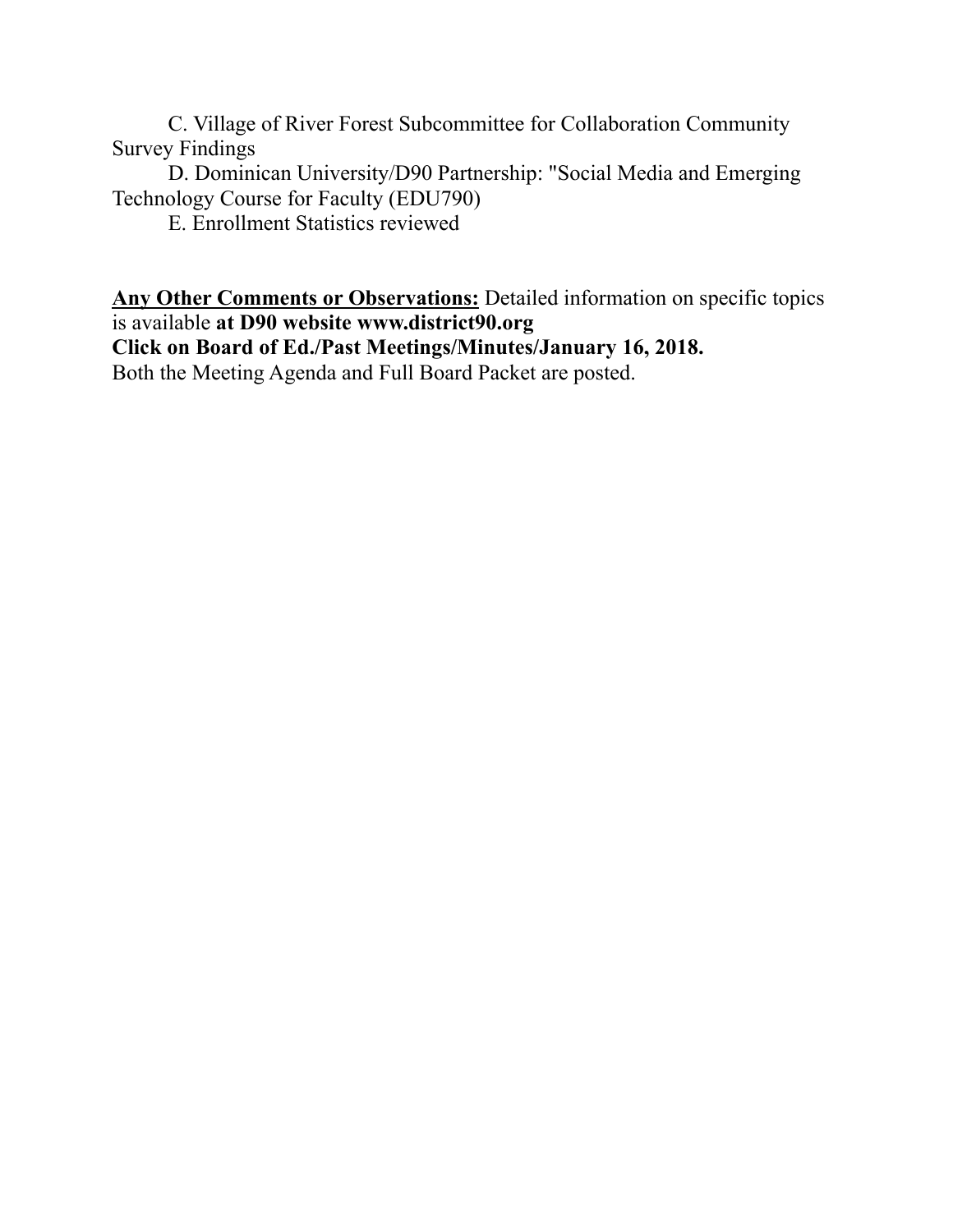C. Village of River Forest Subcommittee for Collaboration Community Survey Findings

D. Dominican University/D90 Partnership: "Social Media and Emerging Technology Course for Faculty (EDU790)

E. Enrollment Statistics reviewed

**Any Other Comments or Observations:** Detailed information on specific topics is available **at D90 website www.district90.org**
**Click on Board of Ed./Past Meetings/Minutes/January 16, 2018.**
Both the Meeting Agenda and Full Board Packet are posted.